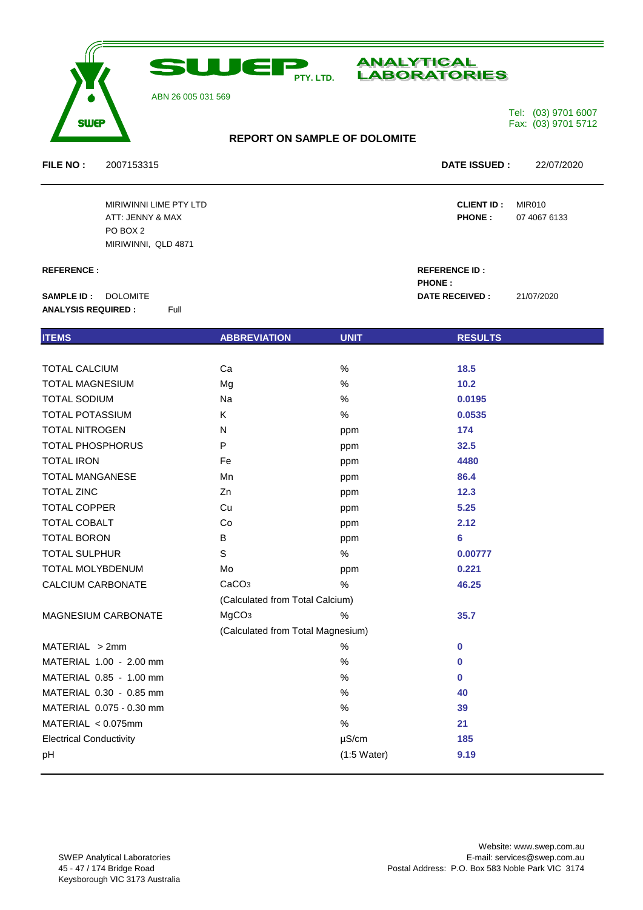# SWEP PTY. LTD. ANALYTICAL LABORATORIES

ABN 26 005 031 569

Tel: (03) 9701 6007
Fax: (03) 9701 5712

## REPORT ON SAMPLE OF DOLOMITE

**FILE NO :** 2007153315 **DATE ISSUED :** 22/07/2020

MIRIWINNI LIME PTY LTD
ATT: JENNY & MAX
PO BOX 2
MIRIWINNI, QLD 4871

**CLIENT ID :** MIR010
**PHONE :** 07 4067 6133

**REFERENCE :**

**REFERENCE ID :**
**PHONE :**
**DATE RECEIVED :** 21/07/2020

**SAMPLE ID :** DOLOMITE
**ANALYSIS REQUIRED :** Full

| ITEMS | ABBREVIATION | UNIT | RESULTS |
|---|---|---|---|
| TOTAL CALCIUM | Ca | % | **18.5** |
| TOTAL MAGNESIUM | Mg | % | **10.2** |
| TOTAL SODIUM | Na | % | **0.0195** |
| TOTAL POTASSIUM | K | % | **0.0535** |
| TOTAL NITROGEN | N | ppm | **174** |
| TOTAL PHOSPHORUS | P | ppm | **32.5** |
| TOTAL IRON | Fe | ppm | **4480** |
| TOTAL MANGANESE | Mn | ppm | **86.4** |
| TOTAL ZINC | Zn | ppm | **12.3** |
| TOTAL COPPER | Cu | ppm | **5.25** |
| TOTAL COBALT | Co | ppm | **2.12** |
| TOTAL BORON | B | ppm | **6** |
| TOTAL SULPHUR | S | % | **0.00777** |
| TOTAL MOLYBDENUM | Mo | ppm | **0.221** |
| CALCIUM CARBONATE | $CaCO_3$ (Calculated from Total Calcium) | % | **46.25** |
| MAGNESIUM CARBONATE | $MgCO_3$ (Calculated from Total Magnesium) | % | **35.7** |
| MATERIAL > 2mm | | % | **0** |
| MATERIAL 1.00 - 2.00 mm | | % | **0** |
| MATERIAL 0.85 - 1.00 mm | | % | **0** |
| MATERIAL 0.30 - 0.85 mm | | % | **40** |
| MATERIAL 0.075 - 0.30 mm | | % | **39** |
| MATERIAL < 0.075mm | | % | **21** |
| Electrical Conductivity | | µS/cm | **185** |
| pH | | (1:5 Water) | **9.19** |

SWEP Analytical Laboratories
45 - 47 / 174 Bridge Road
Keysborough VIC 3173 Australia

Website: www.swep.com.au
E-mail: services@swep.com.au
Postal Address: P.O. Box 583 Noble Park VIC 3174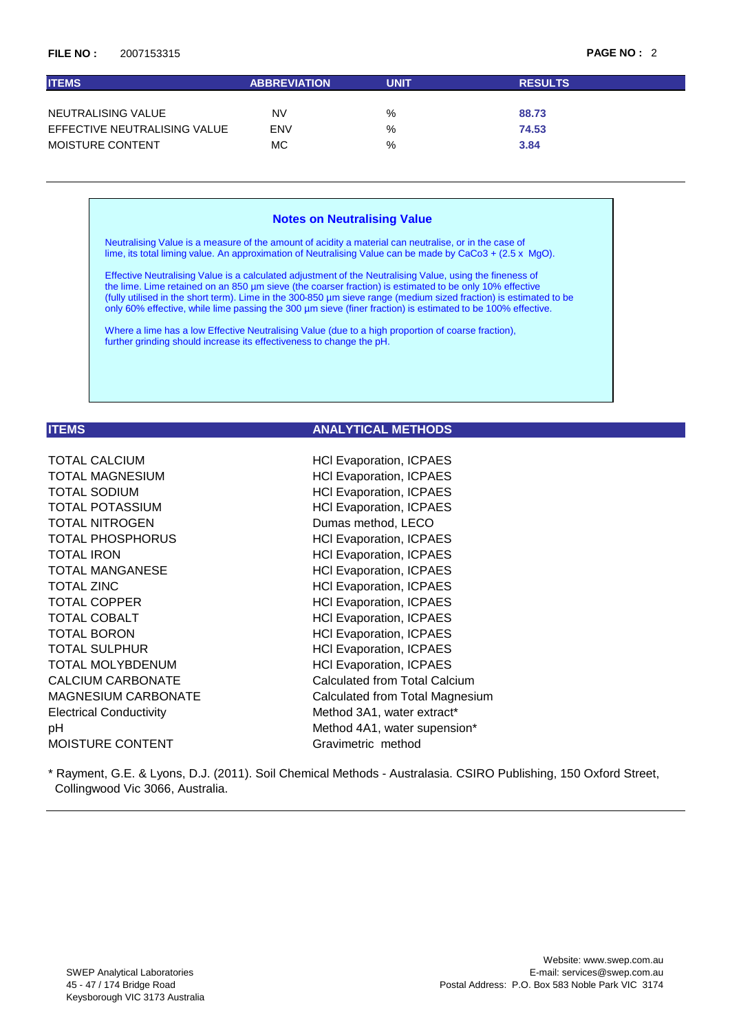**FILE NO :** 2007153315

| ITEMS | ABBREVIATION | UNIT | RESULTS |
|---|---|---|---|
| NEUTRALISING VALUE | NV | % | 88.73 |
| EFFECTIVE NEUTRALISING VALUE | ENV | % | 74.53 |
| MOISTURE CONTENT | MC | % | 3.84 |

## Notes on Neutralising Value

Neutralising Value is a measure of the amount of acidity a material can neutralise, or in the case of lime, its total liming value. An approximation of Neutralising Value can be made by $CaCo3$ + (2.5 x MgO).

Effective Neutralising Value is a calculated adjustment of the Neutralising Value, using the fineness of the lime. Lime retained on an 850 µm sieve (the coarser fraction) is estimated to be only 10% effective (fully utilised in the short term). Lime in the 300-850 µm sieve range (medium sized fraction) is estimated to be only 60% effective, while lime passing the 300 µm sieve (finer fraction) is estimated to be 100% effective.

Where a lime has a low Effective Neutralising Value (due to a high proportion of coarse fraction), further grinding should increase its effectiveness to change the pH.

| ITEMS | ANALYTICAL METHODS |
|---|---|
| TOTAL CALCIUM | HCl Evaporation, ICPAES |
| TOTAL MAGNESIUM | HCl Evaporation, ICPAES |
| TOTAL SODIUM | HCl Evaporation, ICPAES |
| TOTAL POTASSIUM | HCl Evaporation, ICPAES |
| TOTAL NITROGEN | Dumas method, LECO |
| TOTAL PHOSPHORUS | HCl Evaporation, ICPAES |
| TOTAL IRON | HCl Evaporation, ICPAES |
| TOTAL MANGANESE | HCl Evaporation, ICPAES |
| TOTAL ZINC | HCl Evaporation, ICPAES |
| TOTAL COPPER | HCl Evaporation, ICPAES |
| TOTAL COBALT | HCl Evaporation, ICPAES |
| TOTAL BORON | HCl Evaporation, ICPAES |
| TOTAL SULPHUR | HCl Evaporation, ICPAES |
| TOTAL MOLYBDENUM | HCl Evaporation, ICPAES |
| CALCIUM CARBONATE | Calculated from Total Calcium |
| MAGNESIUM CARBONATE | Calculated from Total Magnesium |
| Electrical Conductivity | Method 3A1, water extract* |
| pH | Method 4A1, water supension* |
| MOISTURE CONTENT | Gravimetric method |

* Rayment, G.E. & Lyons, D.J. (2011). Soil Chemical Methods - Australasia. CSIRO Publishing, 150 Oxford Street, Collingwood Vic 3066, Australia.

SWEP Analytical Laboratories
45 - 47 / 174 Bridge Road
Keysborough VIC 3173 Australia

Website: www.swep.com.au
E-mail: services@swep.com.au
Postal Address: P.O. Box 583 Noble Park VIC 3174